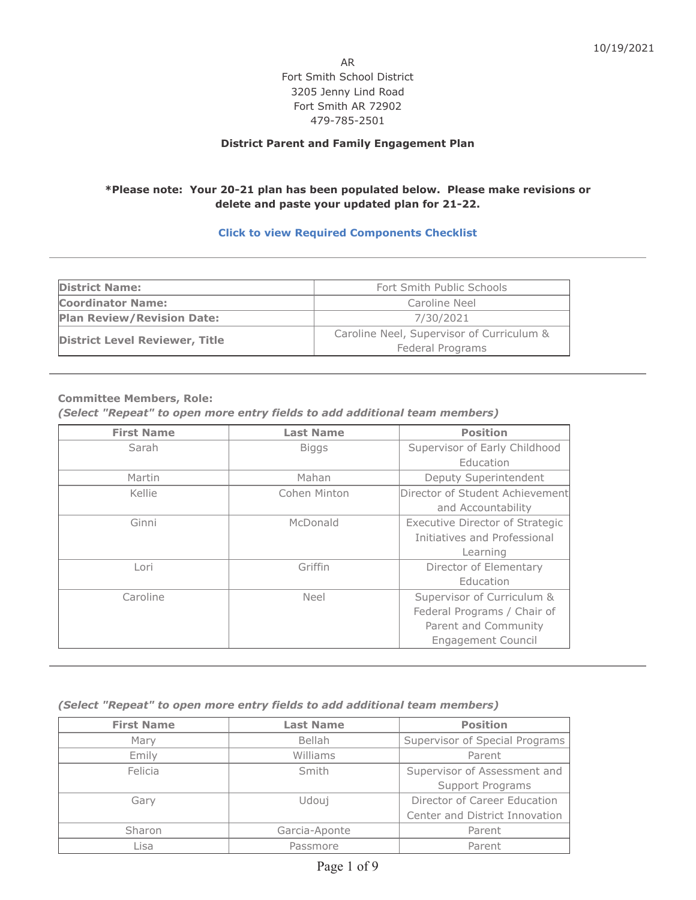10/19/2021

AR
Fort Smith School District
3205 Jenny Lind Road
Fort Smith AR 72902
479-785-2501

**District Parent and Family Engagement Plan**

**\*Please note: Your 20-21 plan has been populated below. Please make revisions or delete and paste your updated plan for 21-22.**

**Click to view Required Components Checklist**

---

| **District Name:** | Fort Smith Public Schools |
|---|---|
| **Coordinator Name:** | Caroline Neel |
| **Plan Review/Revision Date:** | 7/30/2021 |
| **District Level Reviewer, Title** | Caroline Neel, Supervisor of Curriculum & Federal Programs |

---

**Committee Members, Role:**
***(Select "Repeat" to open more entry fields to add additional team members)***

| First Name | Last Name | Position |
|---|---|---|
| Sarah | Biggs | Supervisor of Early Childhood Education |
| Martin | Mahan | Deputy Superintendent |
| Kellie | Cohen Minton | Director of Student Achievement and Accountability |
| Ginni | McDonald | Executive Director of Strategic Initiatives and Professional Learning |
| Lori | Griffin | Director of Elementary Education |
| Caroline | Neel | Supervisor of Curriculum & Federal Programs / Chair of Parent and Community Engagement Council |

---

***(Select "Repeat" to open more entry fields to add additional team members)***

| First Name | Last Name | Position |
|---|---|---|
| Mary | Bellah | Supervisor of Special Programs |
| Emily | Williams | Parent |
| Felicia | Smith | Supervisor of Assessment and Support Programs |
| Gary | Udouj | Director of Career Education Center and District Innovation |
| Sharon | Garcia-Aponte | Parent |
| Lisa | Passmore | Parent |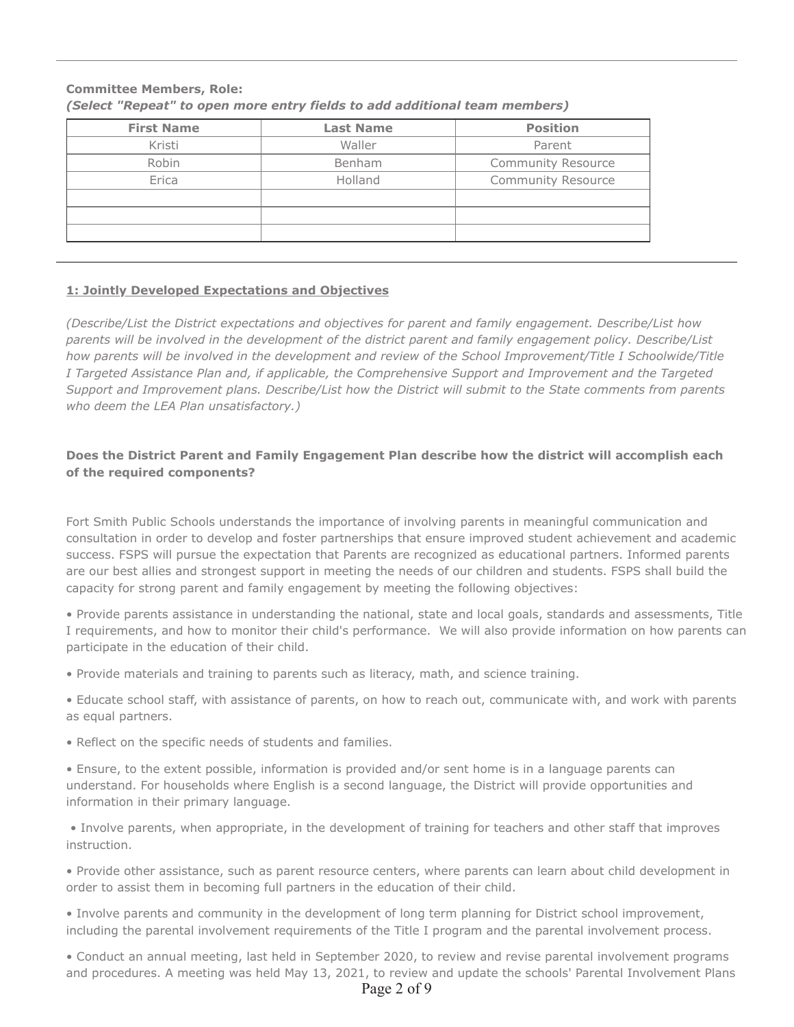**Committee Members, Role:**
***(Select "Repeat" to open more entry fields to add additional team members)***

| First Name | Last Name | Position |
|---|---|---|
| Kristi | Waller | Parent |
| Robin | Benham | Community Resource |
| Erica | Holland | Community Resource |
| | | |
| | | |
| | | |

**1: Jointly Developed Expectations and Objectives**

*(Describe/List the District expectations and objectives for parent and family engagement. Describe/List how parents will be involved in the development of the district parent and family engagement policy. Describe/List how parents will be involved in the development and review of the School Improvement/Title I Schoolwide/Title I Targeted Assistance Plan and, if applicable, the Comprehensive Support and Improvement and the Targeted Support and Improvement plans. Describe/List how the District will submit to the State comments from parents who deem the LEA Plan unsatisfactory.)*

**Does the District Parent and Family Engagement Plan describe how the district will accomplish each of the required components?**

Fort Smith Public Schools understands the importance of involving parents in meaningful communication and consultation in order to develop and foster partnerships that ensure improved student achievement and academic success. FSPS will pursue the expectation that Parents are recognized as educational partners. Informed parents are our best allies and strongest support in meeting the needs of our children and students. FSPS shall build the capacity for strong parent and family engagement by meeting the following objectives:

- Provide parents assistance in understanding the national, state and local goals, standards and assessments, Title I requirements, and how to monitor their child's performance. We will also provide information on how parents can participate in the education of their child.
- Provide materials and training to parents such as literacy, math, and science training.
- Educate school staff, with assistance of parents, on how to reach out, communicate with, and work with parents as equal partners.
- Reflect on the specific needs of students and families.
- Ensure, to the extent possible, information is provided and/or sent home is in a language parents can understand. For households where English is a second language, the District will provide opportunities and information in their primary language.
- Involve parents, when appropriate, in the development of training for teachers and other staff that improves instruction.
- Provide other assistance, such as parent resource centers, where parents can learn about child development in order to assist them in becoming full partners in the education of their child.
- Involve parents and community in the development of long term planning for District school improvement, including the parental involvement requirements of the Title I program and the parental involvement process.
- Conduct an annual meeting, last held in September 2020, to review and revise parental involvement programs and procedures. A meeting was held May 13, 2021, to review and update the schools' Parental Involvement Plans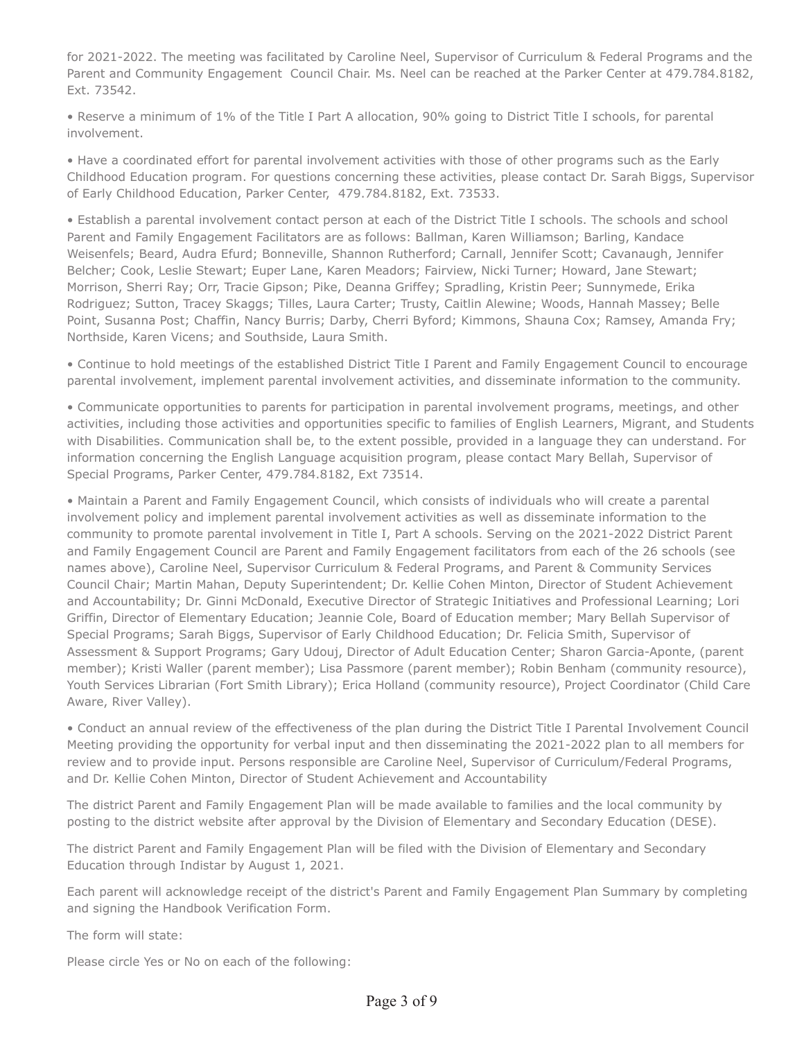for 2021-2022. The meeting was facilitated by Caroline Neel, Supervisor of Curriculum & Federal Programs and the Parent and Community Engagement Council Chair. Ms. Neel can be reached at the Parker Center at 479.784.8182, Ext. 73542.

• Reserve a minimum of 1% of the Title I Part A allocation, 90% going to District Title I schools, for parental involvement.

• Have a coordinated effort for parental involvement activities with those of other programs such as the Early Childhood Education program. For questions concerning these activities, please contact Dr. Sarah Biggs, Supervisor of Early Childhood Education, Parker Center, 479.784.8182, Ext. 73533.

• Establish a parental involvement contact person at each of the District Title I schools. The schools and school Parent and Family Engagement Facilitators are as follows: Ballman, Karen Williamson; Barling, Kandace Weisenfels; Beard, Audra Efurd; Bonneville, Shannon Rutherford; Carnall, Jennifer Scott; Cavanaugh, Jennifer Belcher; Cook, Leslie Stewart; Euper Lane, Karen Meadors; Fairview, Nicki Turner; Howard, Jane Stewart; Morrison, Sherri Ray; Orr, Tracie Gipson; Pike, Deanna Griffey; Spradling, Kristin Peer; Sunnymede, Erika Rodriguez; Sutton, Tracey Skaggs; Tilles, Laura Carter; Trusty, Caitlin Alewine; Woods, Hannah Massey; Belle Point, Susanna Post; Chaffin, Nancy Burris; Darby, Cherri Byford; Kimmons, Shauna Cox; Ramsey, Amanda Fry; Northside, Karen Vicens; and Southside, Laura Smith.

• Continue to hold meetings of the established District Title I Parent and Family Engagement Council to encourage parental involvement, implement parental involvement activities, and disseminate information to the community.

• Communicate opportunities to parents for participation in parental involvement programs, meetings, and other activities, including those activities and opportunities specific to families of English Learners, Migrant, and Students with Disabilities. Communication shall be, to the extent possible, provided in a language they can understand. For information concerning the English Language acquisition program, please contact Mary Bellah, Supervisor of Special Programs, Parker Center, 479.784.8182, Ext 73514.

• Maintain a Parent and Family Engagement Council, which consists of individuals who will create a parental involvement policy and implement parental involvement activities as well as disseminate information to the community to promote parental involvement in Title I, Part A schools. Serving on the 2021-2022 District Parent and Family Engagement Council are Parent and Family Engagement facilitators from each of the 26 schools (see names above), Caroline Neel, Supervisor Curriculum & Federal Programs, and Parent & Community Services Council Chair; Martin Mahan, Deputy Superintendent; Dr. Kellie Cohen Minton, Director of Student Achievement and Accountability; Dr. Ginni McDonald, Executive Director of Strategic Initiatives and Professional Learning; Lori Griffin, Director of Elementary Education; Jeannie Cole, Board of Education member; Mary Bellah Supervisor of Special Programs; Sarah Biggs, Supervisor of Early Childhood Education; Dr. Felicia Smith, Supervisor of Assessment & Support Programs; Gary Udouj, Director of Adult Education Center; Sharon Garcia-Aponte, (parent member); Kristi Waller (parent member); Lisa Passmore (parent member); Robin Benham (community resource), Youth Services Librarian (Fort Smith Library); Erica Holland (community resource), Project Coordinator (Child Care Aware, River Valley).

• Conduct an annual review of the effectiveness of the plan during the District Title I Parental Involvement Council Meeting providing the opportunity for verbal input and then disseminating the 2021-2022 plan to all members for review and to provide input. Persons responsible are Caroline Neel, Supervisor of Curriculum/Federal Programs, and Dr. Kellie Cohen Minton, Director of Student Achievement and Accountability

The district Parent and Family Engagement Plan will be made available to families and the local community by posting to the district website after approval by the Division of Elementary and Secondary Education (DESE).

The district Parent and Family Engagement Plan will be filed with the Division of Elementary and Secondary Education through Indistar by August 1, 2021.

Each parent will acknowledge receipt of the district's Parent and Family Engagement Plan Summary by completing and signing the Handbook Verification Form.

The form will state:

Please circle Yes or No on each of the following: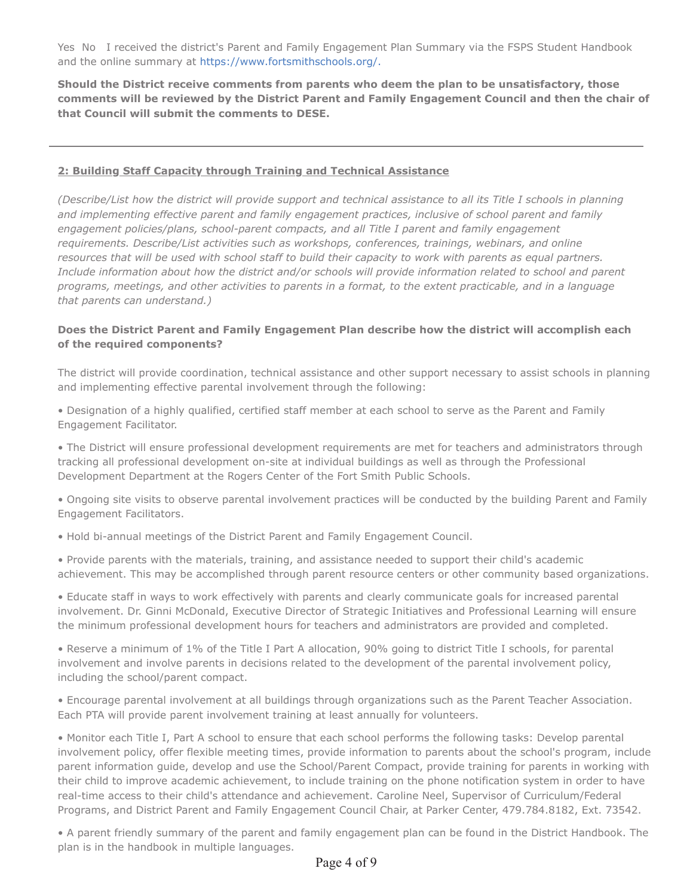Yes No I received the district's Parent and Family Engagement Plan Summary via the FSPS Student Handbook and the online summary at https://www.fortsmithschools.org/.

**Should the District receive comments from parents who deem the plan to be unsatisfactory, those comments will be reviewed by the District Parent and Family Engagement Council and then the chair of that Council will submit the comments to DESE.**

---

## 2: Building Staff Capacity through Training and Technical Assistance

*(Describe/List how the district will provide support and technical assistance to all its Title I schools in planning and implementing effective parent and family engagement practices, inclusive of school parent and family engagement policies/plans, school-parent compacts, and all Title I parent and family engagement requirements. Describe/List activities such as workshops, conferences, trainings, webinars, and online resources that will be used with school staff to build their capacity to work with parents as equal partners. Include information about how the district and/or schools will provide information related to school and parent programs, meetings, and other activities to parents in a format, to the extent practicable, and in a language that parents can understand.)*

**Does the District Parent and Family Engagement Plan describe how the district will accomplish each of the required components?**

The district will provide coordination, technical assistance and other support necessary to assist schools in planning and implementing effective parental involvement through the following:

- Designation of a highly qualified, certified staff member at each school to serve as the Parent and Family Engagement Facilitator.
- The District will ensure professional development requirements are met for teachers and administrators through tracking all professional development on-site at individual buildings as well as through the Professional Development Department at the Rogers Center of the Fort Smith Public Schools.
- Ongoing site visits to observe parental involvement practices will be conducted by the building Parent and Family Engagement Facilitators.
- Hold bi-annual meetings of the District Parent and Family Engagement Council.
- Provide parents with the materials, training, and assistance needed to support their child's academic achievement. This may be accomplished through parent resource centers or other community based organizations.
- Educate staff in ways to work effectively with parents and clearly communicate goals for increased parental involvement. Dr. Ginni McDonald, Executive Director of Strategic Initiatives and Professional Learning will ensure the minimum professional development hours for teachers and administrators are provided and completed.
- Reserve a minimum of 1% of the Title I Part A allocation, 90% going to district Title I schools, for parental involvement and involve parents in decisions related to the development of the parental involvement policy, including the school/parent compact.
- Encourage parental involvement at all buildings through organizations such as the Parent Teacher Association. Each PTA will provide parent involvement training at least annually for volunteers.
- Monitor each Title I, Part A school to ensure that each school performs the following tasks: Develop parental involvement policy, offer flexible meeting times, provide information to parents about the school's program, include parent information guide, develop and use the School/Parent Compact, provide training for parents in working with their child to improve academic achievement, to include training on the phone notification system in order to have real-time access to their child's attendance and achievement. Caroline Neel, Supervisor of Curriculum/Federal Programs, and District Parent and Family Engagement Council Chair, at Parker Center, 479.784.8182, Ext. 73542.
- A parent friendly summary of the parent and family engagement plan can be found in the District Handbook. The plan is in the handbook in multiple languages.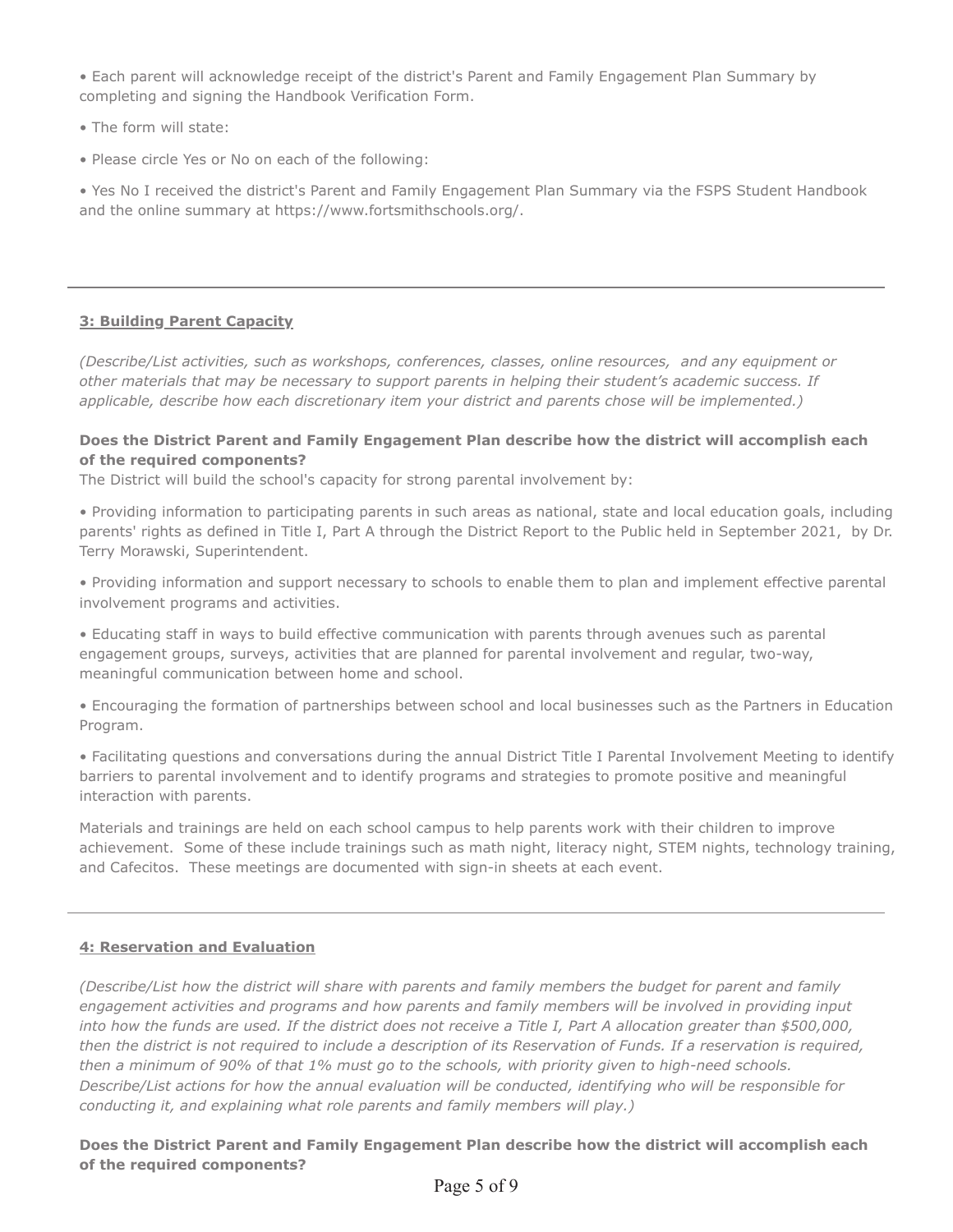- Each parent will acknowledge receipt of the district's Parent and Family Engagement Plan Summary by completing and signing the Handbook Verification Form.
- The form will state:
- Please circle Yes or No on each of the following:
- Yes No I received the district's Parent and Family Engagement Plan Summary via the FSPS Student Handbook and the online summary at https://www.fortsmithschools.org/.

---

### 3: Building Parent Capacity

*(Describe/List activities, such as workshops, conferences, classes, online resources, and any equipment or other materials that may be necessary to support parents in helping their student's academic success. If applicable, describe how each discretionary item your district and parents chose will be implemented.)*

**Does the District Parent and Family Engagement Plan describe how the district will accomplish each of the required components?**

The District will build the school's capacity for strong parental involvement by:

- Providing information to participating parents in such areas as national, state and local education goals, including parents' rights as defined in Title I, Part A through the District Report to the Public held in September 2021, by Dr. Terry Morawski, Superintendent.
- Providing information and support necessary to schools to enable them to plan and implement effective parental involvement programs and activities.
- Educating staff in ways to build effective communication with parents through avenues such as parental engagement groups, surveys, activities that are planned for parental involvement and regular, two-way, meaningful communication between home and school.
- Encouraging the formation of partnerships between school and local businesses such as the Partners in Education Program.
- Facilitating questions and conversations during the annual District Title I Parental Involvement Meeting to identify barriers to parental involvement and to identify programs and strategies to promote positive and meaningful interaction with parents.

Materials and trainings are held on each school campus to help parents work with their children to improve achievement. Some of these include trainings such as math night, literacy night, STEM nights, technology training, and Cafecitos. These meetings are documented with sign-in sheets at each event.

---

### 4: Reservation and Evaluation

*(Describe/List how the district will share with parents and family members the budget for parent and family engagement activities and programs and how parents and family members will be involved in providing input into how the funds are used. If the district does not receive a Title I, Part A allocation greater than $500,000, then the district is not required to include a description of its Reservation of Funds. If a reservation is required, then a minimum of 90% of that 1% must go to the schools, with priority given to high-need schools. Describe/List actions for how the annual evaluation will be conducted, identifying who will be responsible for conducting it, and explaining what role parents and family members will play.)*

**Does the District Parent and Family Engagement Plan describe how the district will accomplish each of the required components?**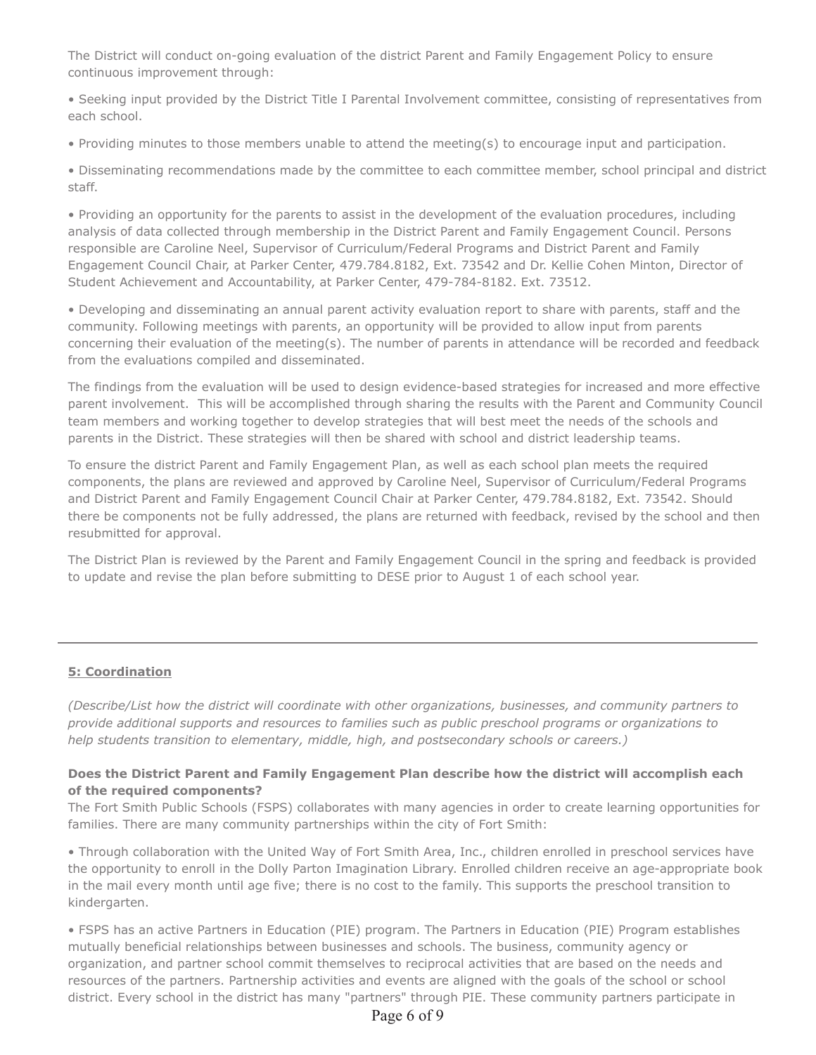The District will conduct on-going evaluation of the district Parent and Family Engagement Policy to ensure continuous improvement through:

• Seeking input provided by the District Title I Parental Involvement committee, consisting of representatives from each school.

• Providing minutes to those members unable to attend the meeting(s) to encourage input and participation.

• Disseminating recommendations made by the committee to each committee member, school principal and district staff.

• Providing an opportunity for the parents to assist in the development of the evaluation procedures, including analysis of data collected through membership in the District Parent and Family Engagement Council. Persons responsible are Caroline Neel, Supervisor of Curriculum/Federal Programs and District Parent and Family Engagement Council Chair, at Parker Center, 479.784.8182, Ext. 73542 and Dr. Kellie Cohen Minton, Director of Student Achievement and Accountability, at Parker Center, 479-784-8182. Ext. 73512.

• Developing and disseminating an annual parent activity evaluation report to share with parents, staff and the community. Following meetings with parents, an opportunity will be provided to allow input from parents concerning their evaluation of the meeting(s). The number of parents in attendance will be recorded and feedback from the evaluations compiled and disseminated.

The findings from the evaluation will be used to design evidence-based strategies for increased and more effective parent involvement. This will be accomplished through sharing the results with the Parent and Community Council team members and working together to develop strategies that will best meet the needs of the schools and parents in the District. These strategies will then be shared with school and district leadership teams.

To ensure the district Parent and Family Engagement Plan, as well as each school plan meets the required components, the plans are reviewed and approved by Caroline Neel, Supervisor of Curriculum/Federal Programs and District Parent and Family Engagement Council Chair at Parker Center, 479.784.8182, Ext. 73542. Should there be components not be fully addressed, the plans are returned with feedback, revised by the school and then resubmitted for approval.

The District Plan is reviewed by the Parent and Family Engagement Council in the spring and feedback is provided to update and revise the plan before submitting to DESE prior to August 1 of each school year.

---

## 5: Coordination

*(Describe/List how the district will coordinate with other organizations, businesses, and community partners to provide additional supports and resources to families such as public preschool programs or organizations to help students transition to elementary, middle, high, and postsecondary schools or careers.)*

**Does the District Parent and Family Engagement Plan describe how the district will accomplish each of the required components?**

The Fort Smith Public Schools (FSPS) collaborates with many agencies in order to create learning opportunities for families. There are many community partnerships within the city of Fort Smith:

• Through collaboration with the United Way of Fort Smith Area, Inc., children enrolled in preschool services have the opportunity to enroll in the Dolly Parton Imagination Library. Enrolled children receive an age-appropriate book in the mail every month until age five; there is no cost to the family. This supports the preschool transition to kindergarten.

• FSPS has an active Partners in Education (PIE) program. The Partners in Education (PIE) Program establishes mutually beneficial relationships between businesses and schools. The business, community agency or organization, and partner school commit themselves to reciprocal activities that are based on the needs and resources of the partners. Partnership activities and events are aligned with the goals of the school or school district. Every school in the district has many "partners" through PIE. These community partners participate in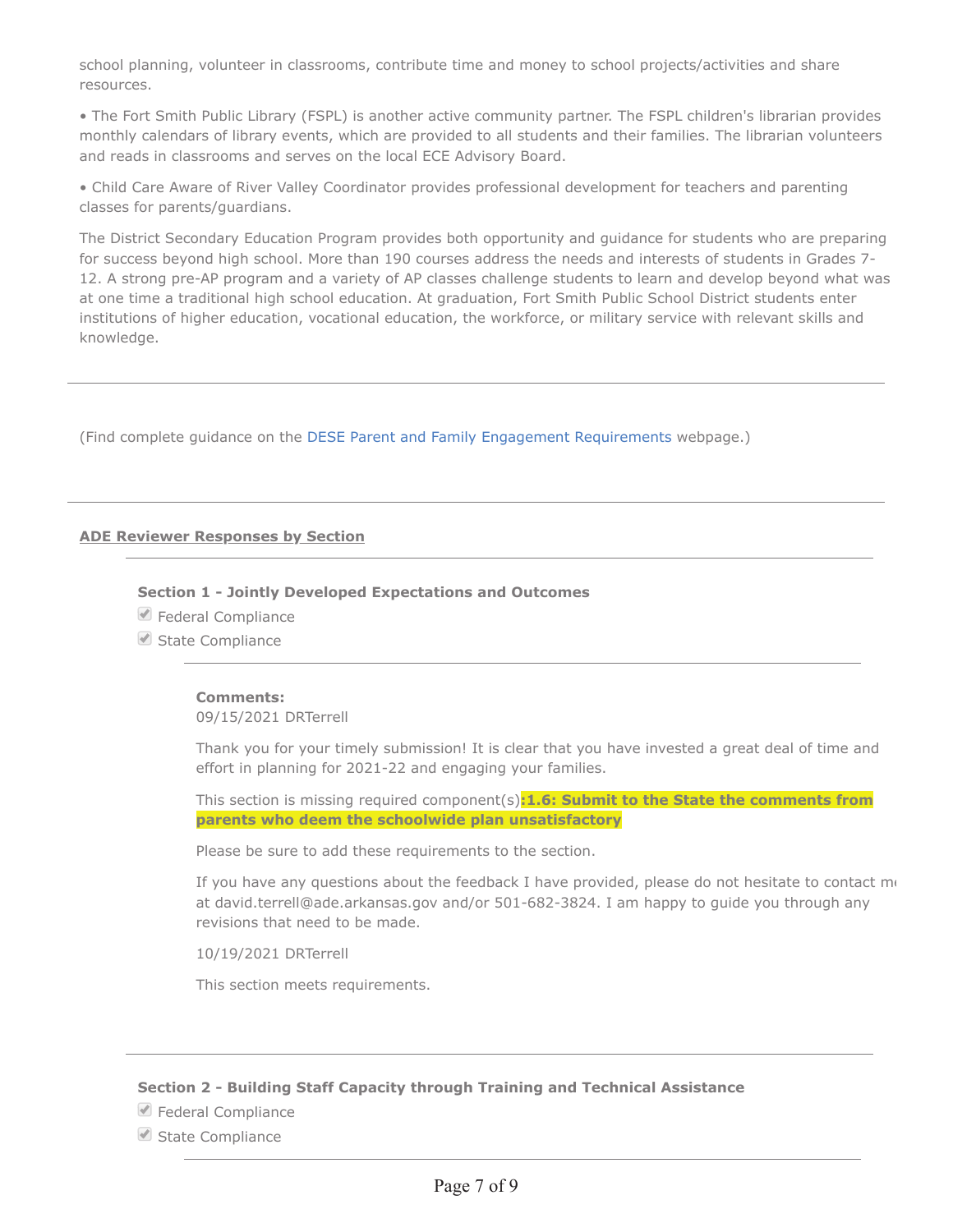school planning, volunteer in classrooms, contribute time and money to school projects/activities and share resources.

• The Fort Smith Public Library (FSPL) is another active community partner. The FSPL children's librarian provides monthly calendars of library events, which are provided to all students and their families. The librarian volunteers and reads in classrooms and serves on the local ECE Advisory Board.

• Child Care Aware of River Valley Coordinator provides professional development for teachers and parenting classes for parents/guardians.

The District Secondary Education Program provides both opportunity and guidance for students who are preparing for success beyond high school. More than 190 courses address the needs and interests of students in Grades 7-12. A strong pre-AP program and a variety of AP classes challenge students to learn and develop beyond what was at one time a traditional high school education. At graduation, Fort Smith Public School District students enter institutions of higher education, vocational education, the workforce, or military service with relevant skills and knowledge.

---

(Find complete guidance on the DESE Parent and Family Engagement Requirements webpage.)

---

**ADE Reviewer Responses by Section**

---

**Section 1 - Jointly Developed Expectations and Outcomes**

- [x] Federal Compliance
- [x] State Compliance

---

**Comments:**
09/15/2021 DRTerrell

Thank you for your timely submission! It is clear that you have invested a great deal of time and effort in planning for 2021-22 and engaging your families.

This section is missing required component(s)**:1.6: Submit to the State the comments from parents who deem the schoolwide plan unsatisfactory**

Please be sure to add these requirements to the section.

If you have any questions about the feedback I have provided, please do not hesitate to contact me at david.terrell@ade.arkansas.gov and/or 501-682-3824. I am happy to guide you through any revisions that need to be made.

10/19/2021 DRTerrell

This section meets requirements.

---

**Section 2 - Building Staff Capacity through Training and Technical Assistance**

- [x] Federal Compliance
- [x] State Compliance

---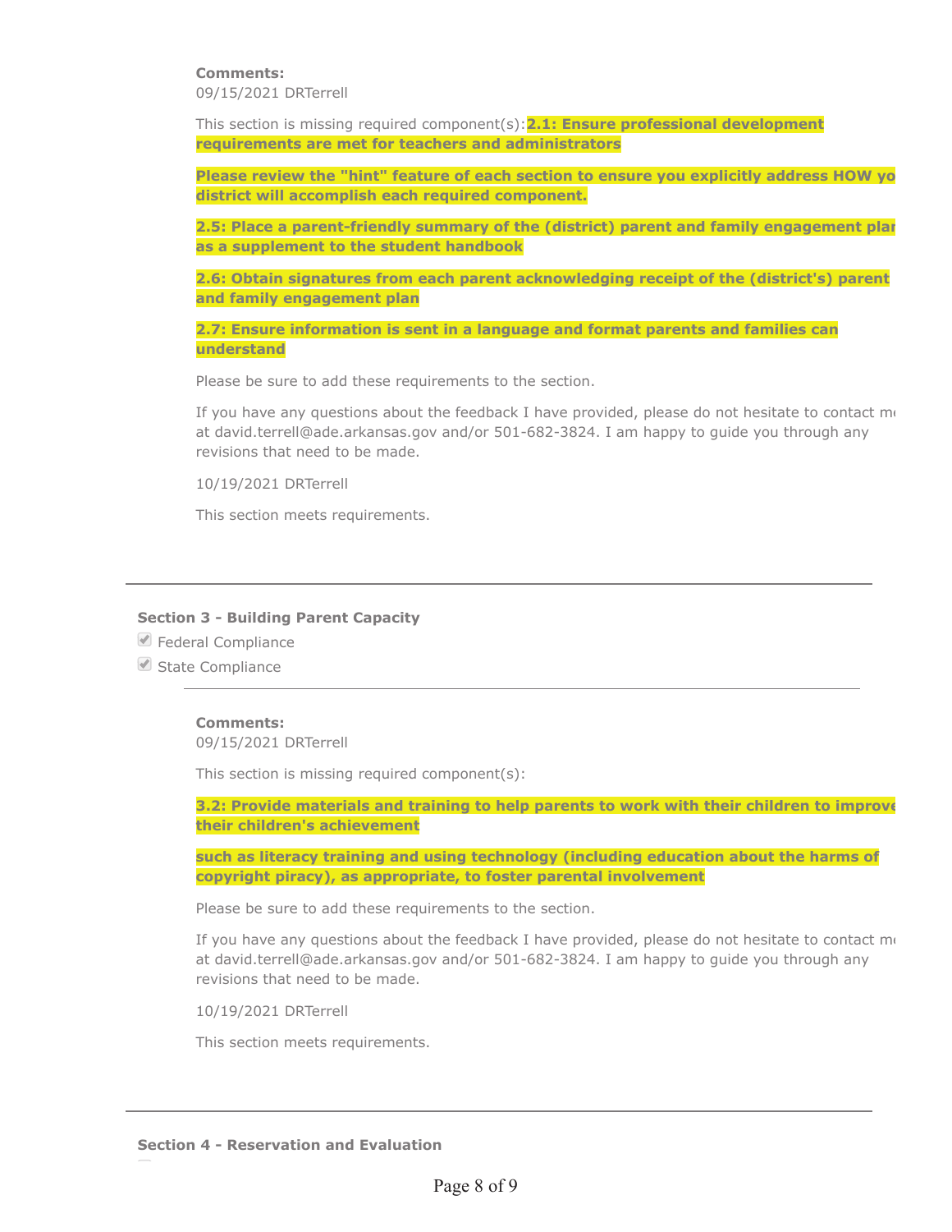**Comments:**
09/15/2021 DRTerrell

This section is missing required component(s): **2.1: Ensure professional development requirements are met for teachers and administrators**

**Please review the "hint" feature of each section to ensure you explicitly address HOW your district will accomplish each required component.**

**2.5: Place a parent-friendly summary of the (district) parent and family engagement plan as a supplement to the student handbook**

**2.6: Obtain signatures from each parent acknowledging receipt of the (district's) parent and family engagement plan**

**2.7: Ensure information is sent in a language and format parents and families can understand**

Please be sure to add these requirements to the section.

If you have any questions about the feedback I have provided, please do not hesitate to contact me at david.terrell@ade.arkansas.gov and/or 501-682-3824. I am happy to guide you through any revisions that need to be made.

10/19/2021 DRTerrell

This section meets requirements.

---

### Section 3 - Building Parent Capacity

- [x] Federal Compliance
- [x] State Compliance

---

**Comments:**
09/15/2021 DRTerrell

This section is missing required component(s):

**3.2: Provide materials and training to help parents to work with their children to improve their children's achievement**

**such as literacy training and using technology (including education about the harms of copyright piracy), as appropriate, to foster parental involvement**

Please be sure to add these requirements to the section.

If you have any questions about the feedback I have provided, please do not hesitate to contact me at david.terrell@ade.arkansas.gov and/or 501-682-3824. I am happy to guide you through any revisions that need to be made.

10/19/2021 DRTerrell

This section meets requirements.

---

### Section 4 - Reservation and Evaluation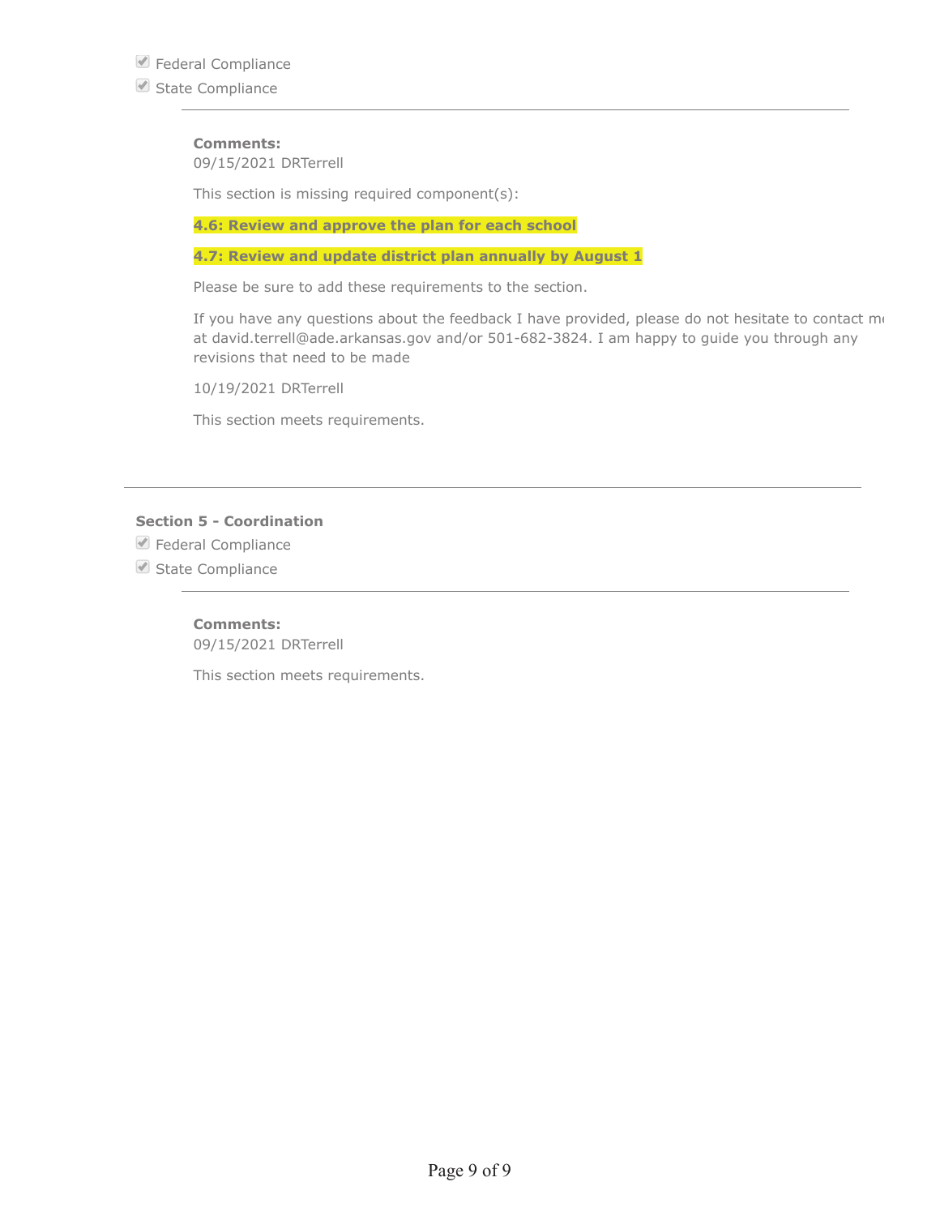- [x] Federal Compliance
- [x] State Compliance

---

**Comments:**
09/15/2021 DRTerrell

This section is missing required component(s):

**4.6: Review and approve the plan for each school**

**4.7: Review and update district plan annually by August 1**

Please be sure to add these requirements to the section.

If you have any questions about the feedback I have provided, please do not hesitate to contact me at david.terrell@ade.arkansas.gov and/or 501-682-3824. I am happy to guide you through any revisions that need to be made

10/19/2021 DRTerrell

This section meets requirements.

---

**Section 5 - Coordination**

- [x] Federal Compliance
- [x] State Compliance

---

**Comments:**
09/15/2021 DRTerrell

This section meets requirements.